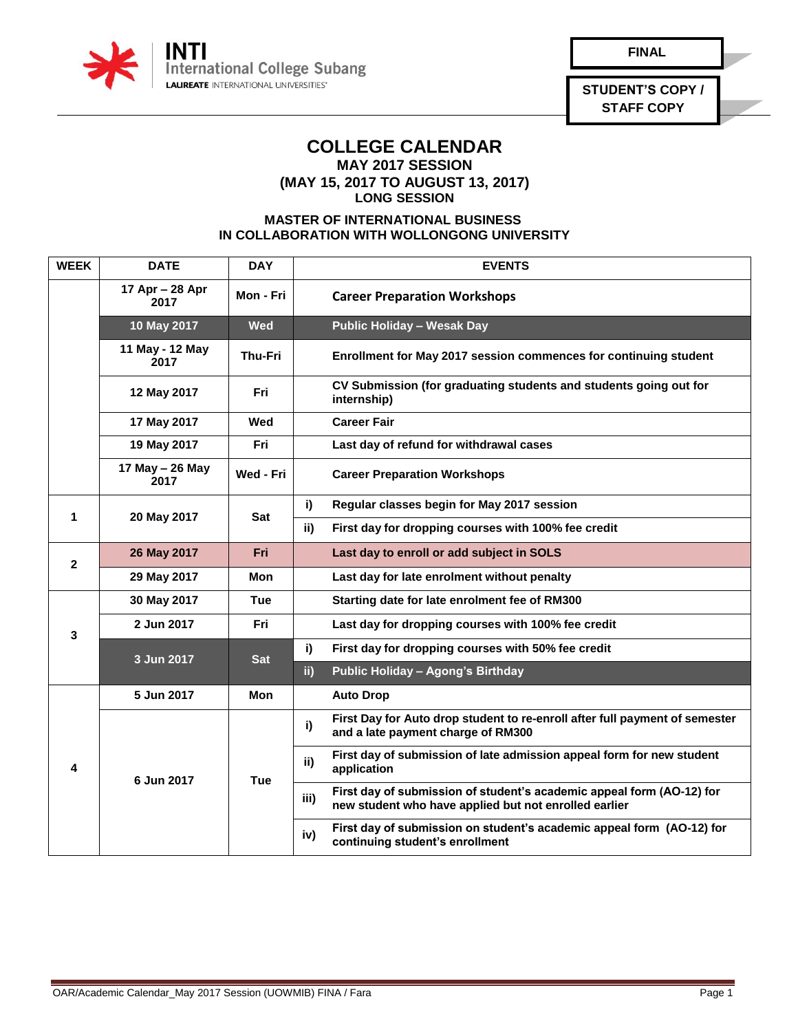INTI International College Subang
LAUREATE INTERNATIONAL UNIVERSITIES

**FINAL**

**STUDENT'S COPY / STAFF COPY**

# COLLEGE CALENDAR

## MAY 2017 SESSION
## (MAY 15, 2017 TO AUGUST 13, 2017)
## LONG SESSION

### MASTER OF INTERNATIONAL BUSINESS
### IN COLLABORATION WITH WOLLONGONG UNIVERSITY

| WEEK | DATE | DAY | | EVENTS |
|---|---|---|---|---|
| | 17 Apr – 28 Apr 2017 | Mon - Fri | | Career Preparation Workshops |
| | 10 May 2017 | Wed | | Public Holiday – Wesak Day |
| | 11 May - 12 May 2017 | Thu-Fri | | Enrollment for May 2017 session commences for continuing student |
| | 12 May 2017 | Fri | | CV Submission (for graduating students and students going out for internship) |
| | 17 May 2017 | Wed | | Career Fair |
| | 19 May 2017 | Fri | | Last day of refund for withdrawal cases |
| | 17 May – 26 May 2017 | Wed - Fri | | Career Preparation Workshops |
| 1 | 20 May 2017 | Sat | i) | Regular classes begin for May 2017 session |
| | | | ii) | First day for dropping courses with 100% fee credit |
| 2 | 26 May 2017 | Fri | | Last day to enroll or add subject in SOLS |
| | 29 May 2017 | Mon | | Last day for late enrolment without penalty |
| 3 | 30 May 2017 | Tue | | Starting date for late enrolment fee of RM300 |
| | 2 Jun 2017 | Fri | | Last day for dropping courses with 100% fee credit |
| | 3 Jun 2017 | Sat | i) | First day for dropping courses with 50% fee credit |
| | | | ii) | Public Holiday – Agong's Birthday |
| 4 | 5 Jun 2017 | Mon | | Auto Drop |
| | 6 Jun 2017 | Tue | i) | First Day for Auto drop student to re-enroll after full payment of semester and a late payment charge of RM300 |
| | | | ii) | First day of submission of late admission appeal form for new student application |
| | | | iii) | First day of submission of student's academic appeal form (AO-12) for new student who have applied but not enrolled earlier |
| | | | iv) | First day of submission on student's academic appeal form (AO-12) for continuing student's enrollment |

OAR/Academic Calendar_May 2017 Session (UOWMIB) FINA / Fara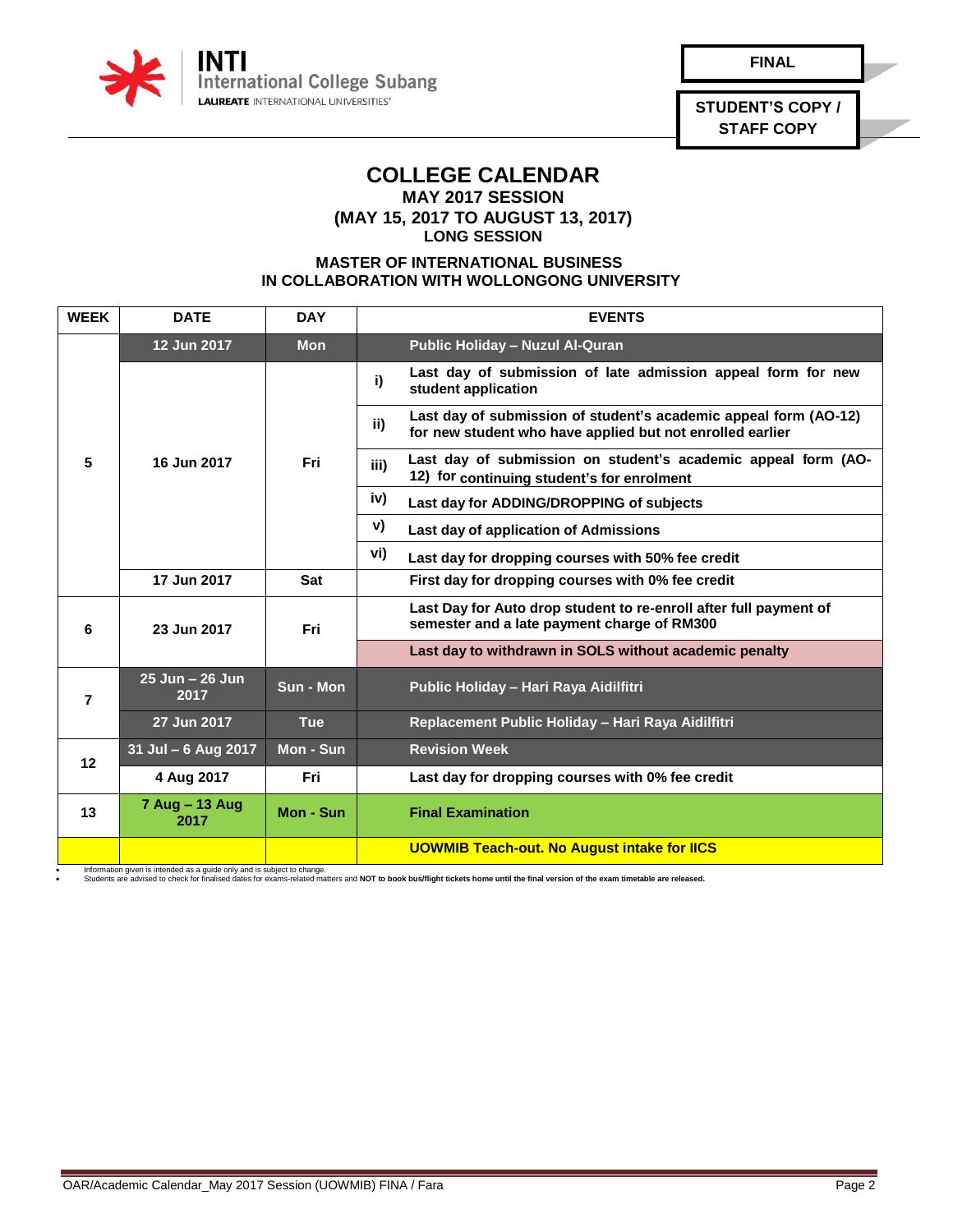INTI International College Subang
LAUREATE INTERNATIONAL UNIVERSITIES

**FINAL**

**STUDENT'S COPY / STAFF COPY**

# COLLEGE CALENDAR

## MAY 2017 SESSION
## (MAY 15, 2017 TO AUGUST 13, 2017)
## LONG SESSION

### MASTER OF INTERNATIONAL BUSINESS
### IN COLLABORATION WITH WOLLONGONG UNIVERSITY

| WEEK | DATE | DAY | | EVENTS |
|---|---|---|---|---|
| 5 | 12 Jun 2017 | Mon | | Public Holiday – Nuzul Al-Quran |
| | 16 Jun 2017 | Fri | i) | Last day of submission of late admission appeal form for new student application |
| | | | ii) | Last day of submission of student's academic appeal form (AO-12) for new student who have applied but not enrolled earlier |
| | | | iii) | Last day of submission on student's academic appeal form (AO-12) for continuing student's for enrolment |
| | | | iv) | Last day for ADDING/DROPPING of subjects |
| | | | v) | Last day of application of Admissions |
| | | | vi) | Last day for dropping courses with 50% fee credit |
| | 17 Jun 2017 | Sat | | First day for dropping courses with 0% fee credit |
| 6 | 23 Jun 2017 | Fri | | Last Day for Auto drop student to re-enroll after full payment of semester and a late payment charge of RM300 |
| | | | | Last day to withdrawn in SOLS without academic penalty |
| 7 | 25 Jun – 26 Jun 2017 | Sun - Mon | | Public Holiday – Hari Raya Aidilfitri |
| | 27 Jun 2017 | Tue | | Replacement Public Holiday – Hari Raya Aidilfitri |
| 12 | 31 Jul – 6 Aug 2017 | Mon - Sun | | Revision Week |
| | 4 Aug 2017 | Fri | | Last day for dropping courses with 0% fee credit |
| 13 | 7 Aug – 13 Aug 2017 | Mon - Sun | | Final Examination |
| | | | | UOWMIB Teach-out. No August intake for IICS |

- Information given is intended as a guide only and is subject to change.
- Students are advised to check for finalised dates for exams-related matters and **NOT to book bus/flight tickets home until the final version of the exam timetable are released.**

OAR/Academic Calendar_May 2017 Session (UOWMIB) FINA / Fara